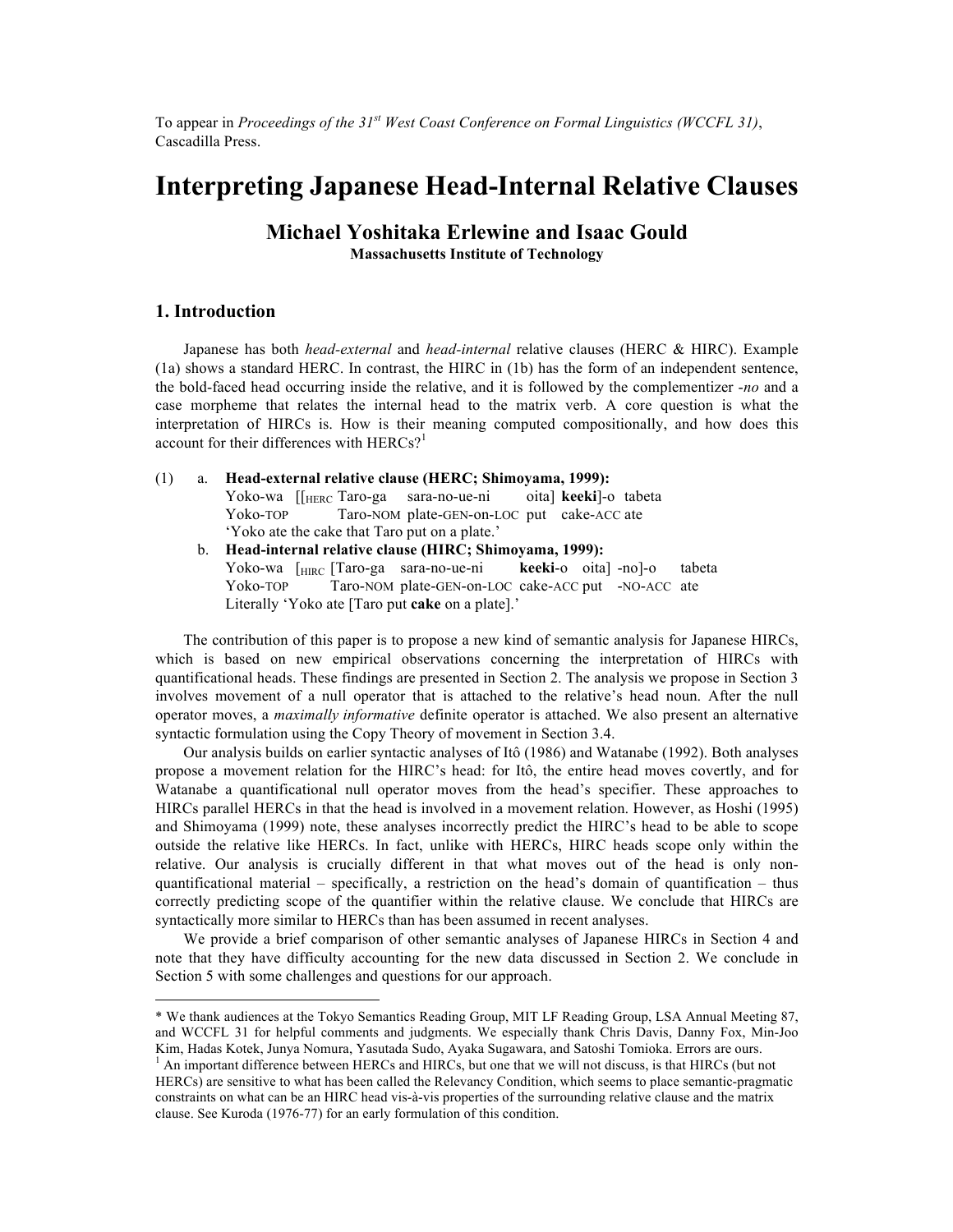To appear in *Proceedings of the 31st West Coast Conference on Formal Linguistics (WCCFL 31)*, Cascadilla Press.

# Interpreting Japanese Head-Internal Relative Clauses

**Michael Yoshitaka Erlewine and Isaac Gould**
**Massachusetts Institute of Technology**

## 1. Introduction

Japanese has both *head-external* and *head-internal* relative clauses (HERC & HIRC). Example (1a) shows a standard HERC. In contrast, the HIRC in (1b) has the form of an independent sentence, the bold-faced head occurring inside the relative, and it is followed by the complementizer -*no* and a case morpheme that relates the internal head to the matrix verb. A core question is what the interpretation of HIRCs is. How is their meaning computed compositionally, and how does this account for their differences with HERCs?[1]

(1) a. **Head-external relative clause (HERC; Shimoyama, 1999):**
Yoko-wa [[$_{\text{HERC}}$ Taro-ga sara-no-ue-ni oita] **keeki**]-o tabeta
Yoko-TOP Taro-NOM plate-GEN-on-LOC put cake-ACC ate
'Yoko ate the cake that Taro put on a plate.'

b. **Head-internal relative clause (HIRC; Shimoyama, 1999):**
Yoko-wa [$_{\text{HIRC}}$ [Taro-ga sara-no-ue-ni **keeki**-o oita] -no]-o tabeta
Yoko-TOP Taro-NOM plate-GEN-on-LOC cake-ACC put -NO-ACC ate
Literally 'Yoko ate [Taro put **cake** on a plate].'

The contribution of this paper is to propose a new kind of semantic analysis for Japanese HIRCs, which is based on new empirical observations concerning the interpretation of HIRCs with quantificational heads. These findings are presented in Section 2. The analysis we propose in Section 3 involves movement of a null operator that is attached to the relative's head noun. After the null operator moves, a *maximally informative* definite operator is attached. We also present an alternative syntactic formulation using the Copy Theory of movement in Section 3.4.

Our analysis builds on earlier syntactic analyses of Itô (1986) and Watanabe (1992). Both analyses propose a movement relation for the HIRC's head: for Itô, the entire head moves covertly, and for Watanabe a quantificational null operator moves from the head's specifier. These approaches to HIRCs parallel HERCs in that the head is involved in a movement relation. However, as Hoshi (1995) and Shimoyama (1999) note, these analyses incorrectly predict the HIRC's head to be able to scope outside the relative like HERCs. In fact, unlike with HERCs, HIRC heads scope only within the relative. Our analysis is crucially different in that what moves out of the head is only non-quantificational material – specifically, a restriction on the head's domain of quantification – thus correctly predicting scope of the quantifier within the relative clause. We conclude that HIRCs are syntactically more similar to HERCs than has been assumed in recent analyses.

We provide a brief comparison of other semantic analyses of Japanese HIRCs in Section 4 and note that they have difficulty accounting for the new data discussed in Section 2. We conclude in Section 5 with some challenges and questions for our approach.

---

\* We thank audiences at the Tokyo Semantics Reading Group, MIT LF Reading Group, LSA Annual Meeting 87, and WCCFL 31 for helpful comments and judgments. We especially thank Chris Davis, Danny Fox, Min-Joo Kim, Hadas Kotek, Junya Nomura, Yasutada Sudo, Ayaka Sugawara, and Satoshi Tomioka. Errors are ours.

[1] An important difference between HERCs and HIRCs, but one that we will not discuss, is that HIRCs (but not HERCs) are sensitive to what has been called the Relevancy Condition, which seems to place semantic-pragmatic constraints on what can be an HIRC head vis-à-vis properties of the surrounding relative clause and the matrix clause. See Kuroda (1976-77) for an early formulation of this condition.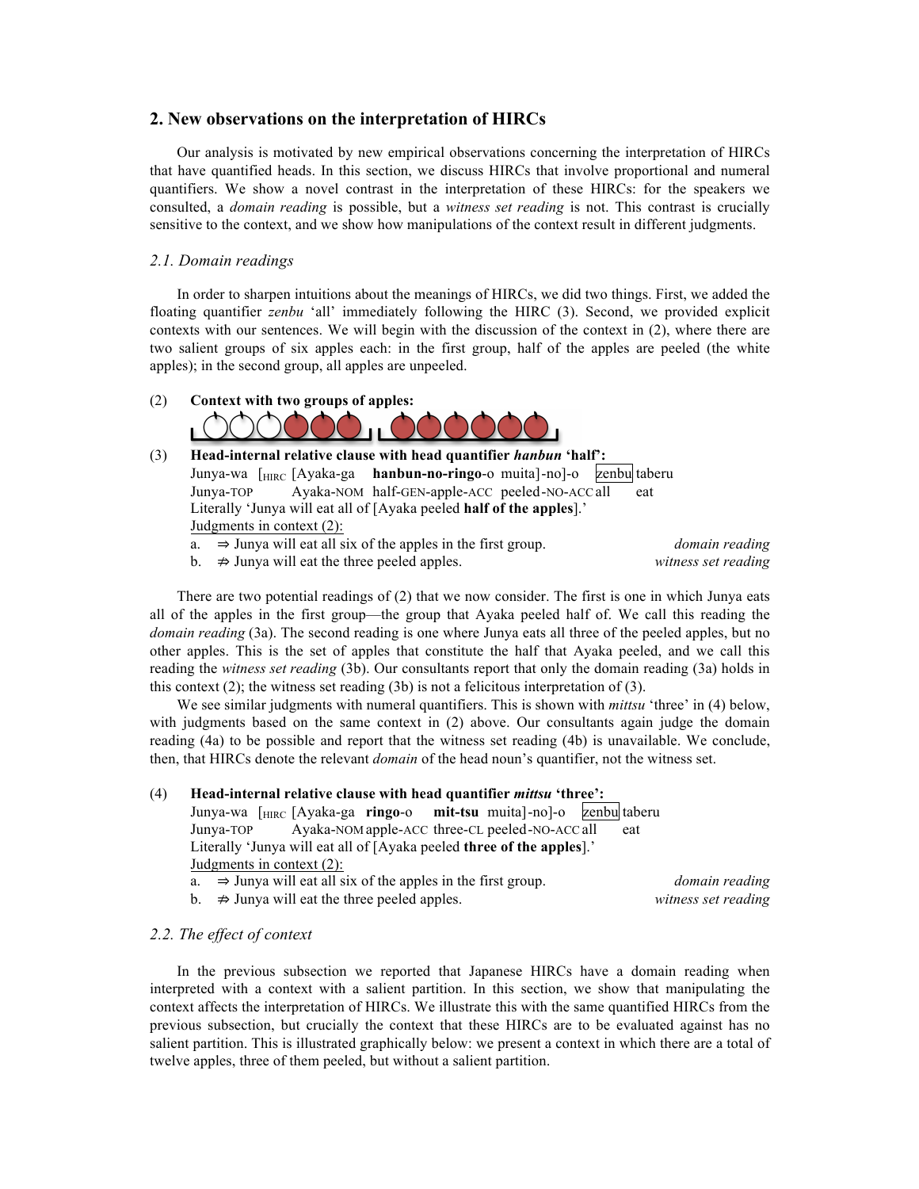## 2. New observations on the interpretation of HIRCs

Our analysis is motivated by new empirical observations concerning the interpretation of HIRCs that have quantified heads. In this section, we discuss HIRCs that involve proportional and numeral quantifiers. We show a novel contrast in the interpretation of these HIRCs: for the speakers we consulted, a *domain reading* is possible, but a *witness set reading* is not. This contrast is crucially sensitive to the context, and we show how manipulations of the context result in different judgments.

### 2.1. Domain readings

In order to sharpen intuitions about the meanings of HIRCs, we did two things. First, we added the floating quantifier *zenbu* 'all' immediately following the HIRC (3). Second, we provided explicit contexts with our sentences. We will begin with the discussion of the context in (2), where there are two salient groups of six apples each: in the first group, half of the apples are peeled (the white apples); in the second group, all apples are unpeeled.

(2) **Context with two groups of apples:**

(3) **Head-internal relative clause with head quantifier *hanbun* 'half':**

Junya-wa [$_{\text{HIRC}}$ [Ayaka-ga **hanbun-no-ringo**-o muita]-no]-o zenbu taberu
Junya-TOP Ayaka-NOM half-GEN-apple-ACC peeled-NO-ACC all eat
Literally 'Junya will eat all of [Ayaka peeled **half of the apples**].'

Judgments in context (2):

a. ⇒ Junya will eat all six of the apples in the first group. *domain reading*
b. ⇏ Junya will eat the three peeled apples. *witness set reading*

There are two potential readings of (2) that we now consider. The first is one in which Junya eats all of the apples in the first group—the group that Ayaka peeled half of. We call this reading the *domain reading* (3a). The second reading is one where Junya eats all three of the peeled apples, but no other apples. This is the set of apples that constitute the half that Ayaka peeled, and we call this reading the *witness set reading* (3b). Our consultants report that only the domain reading (3a) holds in this context (2); the witness set reading (3b) is not a felicitous interpretation of (3).

We see similar judgments with numeral quantifiers. This is shown with *mittsu* 'three' in (4) below, with judgments based on the same context in (2) above. Our consultants again judge the domain reading (4a) to be possible and report that the witness set reading (4b) is unavailable. We conclude, then, that HIRCs denote the relevant *domain* of the head noun's quantifier, not the witness set.

(4) **Head-internal relative clause with head quantifier *mittsu* 'three':**

Junya-wa [$_{\text{HIRC}}$ [Ayaka-ga **ringo**-o **mit-tsu** muita]-no]-o zenbu taberu
Junya-TOP Ayaka-NOM apple-ACC three-CL peeled-NO-ACC all eat
Literally 'Junya will eat all of [Ayaka peeled **three of the apples**].'

Judgments in context (2):

a. ⇒ Junya will eat all six of the apples in the first group. *domain reading*
b. ⇏ Junya will eat the three peeled apples. *witness set reading*

### 2.2. The effect of context

In the previous subsection we reported that Japanese HIRCs have a domain reading when interpreted with a context with a salient partition. In this section, we show that manipulating the context affects the interpretation of HIRCs. We illustrate this with the same quantified HIRCs from the previous subsection, but crucially the context that these HIRCs are to be evaluated against has no salient partition. This is illustrated graphically below: we present a context in which there are a total of twelve apples, three of them peeled, but without a salient partition.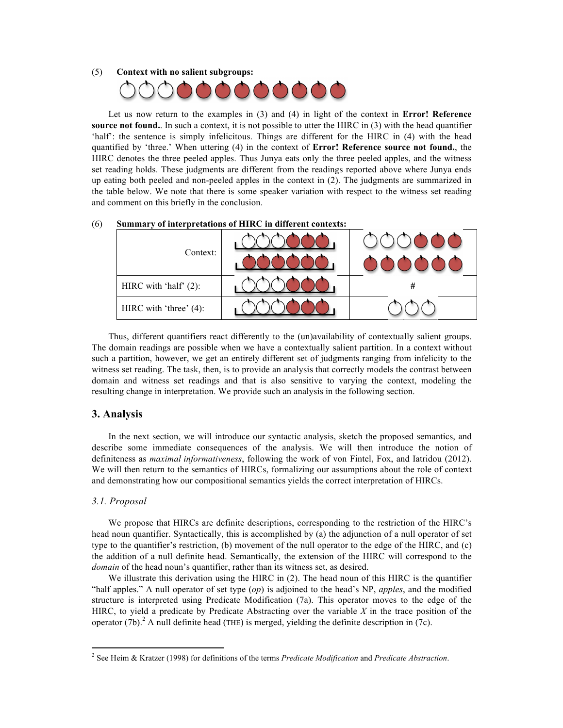(5) **Context with no salient subgroups:**

Let us now return to the examples in (3) and (4) in light of the context in **Error! Reference source not found.**. In such a context, it is not possible to utter the HIRC in (3) with the head quantifier 'half': the sentence is simply infelicitous. Things are different for the HIRC in (4) with the head quantified by 'three.' When uttering (4) in the context of **Error! Reference source not found.**, the HIRC denotes the three peeled apples. Thus Junya eats only the three peeled apples, and the witness set reading holds. These judgments are different from the readings reported above where Junya ends up eating both peeled and non-peeled apples in the context in (2). The judgments are summarized in the table below. We note that there is some speaker variation with respect to the witness set reading and comment on this briefly in the conclusion.

(6) **Summary of interpretations of HIRC in different contexts:**

| Context: | | |
|---|---|---|
| HIRC with 'half' (2): | | # |
| HIRC with 'three' (4): | | |

Thus, different quantifiers react differently to the (un)availability of contextually salient groups. The domain readings are possible when we have a contextually salient partition. In a context without such a partition, however, we get an entirely different set of judgments ranging from infelicity to the witness set reading. The task, then, is to provide an analysis that correctly models the contrast between domain and witness set readings and that is also sensitive to varying the context, modeling the resulting change in interpretation. We provide such an analysis in the following section.

## 3. Analysis

In the next section, we will introduce our syntactic analysis, sketch the proposed semantics, and describe some immediate consequences of the analysis. We will then introduce the notion of definiteness as *maximal informativeness*, following the work of von Fintel, Fox, and Iatridou (2012). We will then return to the semantics of HIRCs, formalizing our assumptions about the role of context and demonstrating how our compositional semantics yields the correct interpretation of HIRCs.

### *3.1. Proposal*

We propose that HIRCs are definite descriptions, corresponding to the restriction of the HIRC's head noun quantifier. Syntactically, this is accomplished by (a) the adjunction of a null operator of set type to the quantifier's restriction, (b) movement of the null operator to the edge of the HIRC, and (c) the addition of a null definite head. Semantically, the extension of the HIRC will correspond to the *domain* of the head noun's quantifier, rather than its witness set, as desired.

We illustrate this derivation using the HIRC in (2). The head noun of this HIRC is the quantifier "half apples." A null operator of set type (*op*) is adjoined to the head's NP, *apples*, and the modified structure is interpreted using Predicate Modification (7a). This operator moves to the edge of the HIRC, to yield a predicate by Predicate Abstracting over the variable *X* in the trace position of the operator (7b).[2] A null definite head (THE) is merged, yielding the definite description in (7c).

[2] See Heim & Kratzer (1998) for definitions of the terms *Predicate Modification* and *Predicate Abstraction*.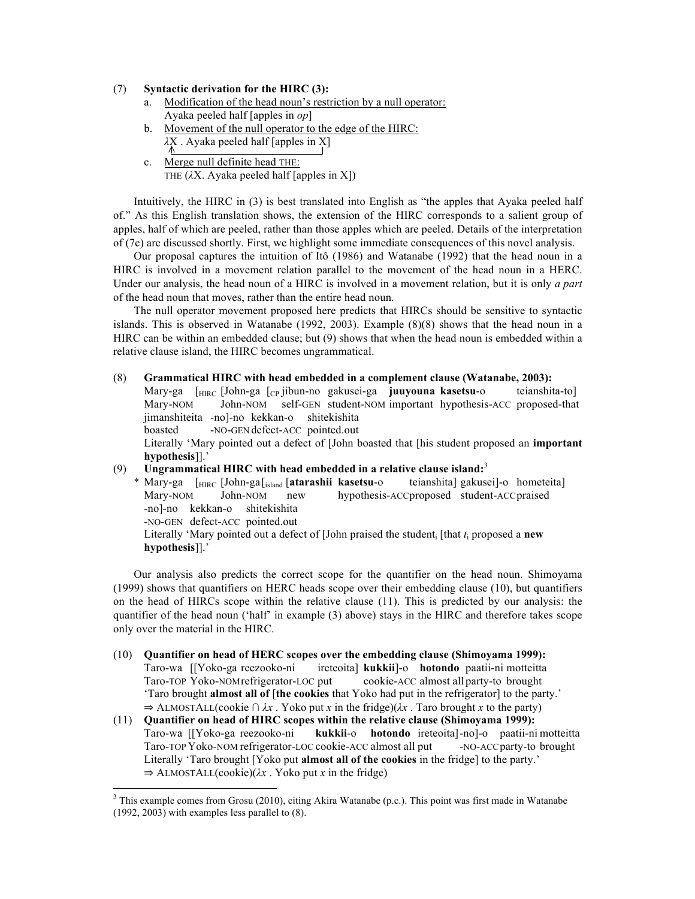(7) **Syntactic derivation for the HIRC (3):**

a. Modification of the head noun's restriction by a null operator:
Ayaka peeled half [apples in *op*]

b. Movement of the null operator to the edge of the HIRC:
$\lambda$X . Ayaka peeled half [apples in X]

c. Merge null definite head THE:
THE ($\lambda$X. Ayaka peeled half [apples in X])

Intuitively, the HIRC in (3) is best translated into English as "the apples that Ayaka peeled half of." As this English translation shows, the extension of the HIRC corresponds to a salient group of apples, half of which are peeled, rather than those apples which are peeled. Details of the interpretation of (7c) are discussed shortly. First, we highlight some immediate consequences of this novel analysis.

Our proposal captures the intuition of Itô (1986) and Watanabe (1992) that the head noun in a HIRC is involved in a movement relation parallel to the movement of the head noun in a HERC. Under our analysis, the head noun of a HIRC is involved in a movement relation, but it is only *a part* of the head noun that moves, rather than the entire head noun.

The null operator movement proposed here predicts that HIRCs should be sensitive to syntactic islands. This is observed in Watanabe (1992, 2003). Example (8)(8) shows that the head noun in a HIRC can be within an embedded clause; but (9) shows that when the head noun is embedded within a relative clause island, the HIRC becomes ungrammatical.

(8) **Grammatical HIRC with head embedded in a complement clause (Watanabe, 2003):**

Mary-ga [$_{HIRC}$ [John-ga [$_{CP}$ jibun-no gakusei-ga **juuyouna kasetsu**-o teianshita-to] jimanshiteita -no]-no kekkan-o shitekishita
Mary-NOM John-NOM self-GEN student-NOM important hypothesis-ACC proposed-that boasted -NO-GEN defect-ACC pointed.out
Literally 'Mary pointed out a defect of [John boasted that [his student proposed an **important hypothesis**]].'

(9) **Ungrammatical HIRC with head embedded in a relative clause island:**[3]

\* Mary-ga [$_{HIRC}$ [John-ga [$_{island}$ [**atarashii kasetsu**-o teianshita] gakusei]-o hometeita] -no]-no kekkan-o shitekishita
Mary-NOM John-NOM new hypothesis-ACC proposed student-ACC praised -NO-GEN defect-ACC pointed.out
Literally 'Mary pointed out a defect of [John praised the student$_i$ [that $t_i$ proposed a **new hypothesis**]].'

Our analysis also predicts the correct scope for the quantifier on the head noun. Shimoyama (1999) shows that quantifiers on HERC heads scope over their embedding clause (10), but quantifiers on the head of HIRCs scope within the relative clause (11). This is predicted by our analysis: the quantifier of the head noun ('half' in example (3) above) stays in the HIRC and therefore takes scope only over the material in the HIRC.

(10) **Quantifier on head of HERC scopes over the embedding clause (Shimoyama 1999):**

Taro-wa [[Yoko-ga reezooko-ni ireteoita] **kukkii**]-o **hotondo** paatii-ni motteitta
Taro-TOP Yoko-NOM refrigerator-LOC put cookie-ACC almost all party-to brought
'Taro brought **almost all of** [**the cookies** that Yoko had put in the refrigerator] to the party.'
$\Rightarrow$ ALMOSTALL(cookie $\cap$ $\lambda x$ . Yoko put $x$ in the fridge)($\lambda x$ . Taro brought $x$ to the party)

(11) **Quantifier on head of HIRC scopes within the relative clause (Shimoyama 1999):**

Taro-wa [[Yoko-ga reezooko-ni **kukkii**-o **hotondo** ireteoita]-no]-o paatii-ni motteitta
Taro-TOP Yoko-NOM refrigerator-LOC cookie-ACC almost all put -NO-ACC party-to brought
Literally 'Taro brought [Yoko put **almost all of the cookies** in the fridge] to the party.'
$\Rightarrow$ ALMOSTALL(cookie)($\lambda x$ . Yoko put $x$ in the fridge)

---

[3] This example comes from Grosu (2010), citing Akira Watanabe (p.c.). This point was first made in Watanabe (1992, 2003) with examples less parallel to (8).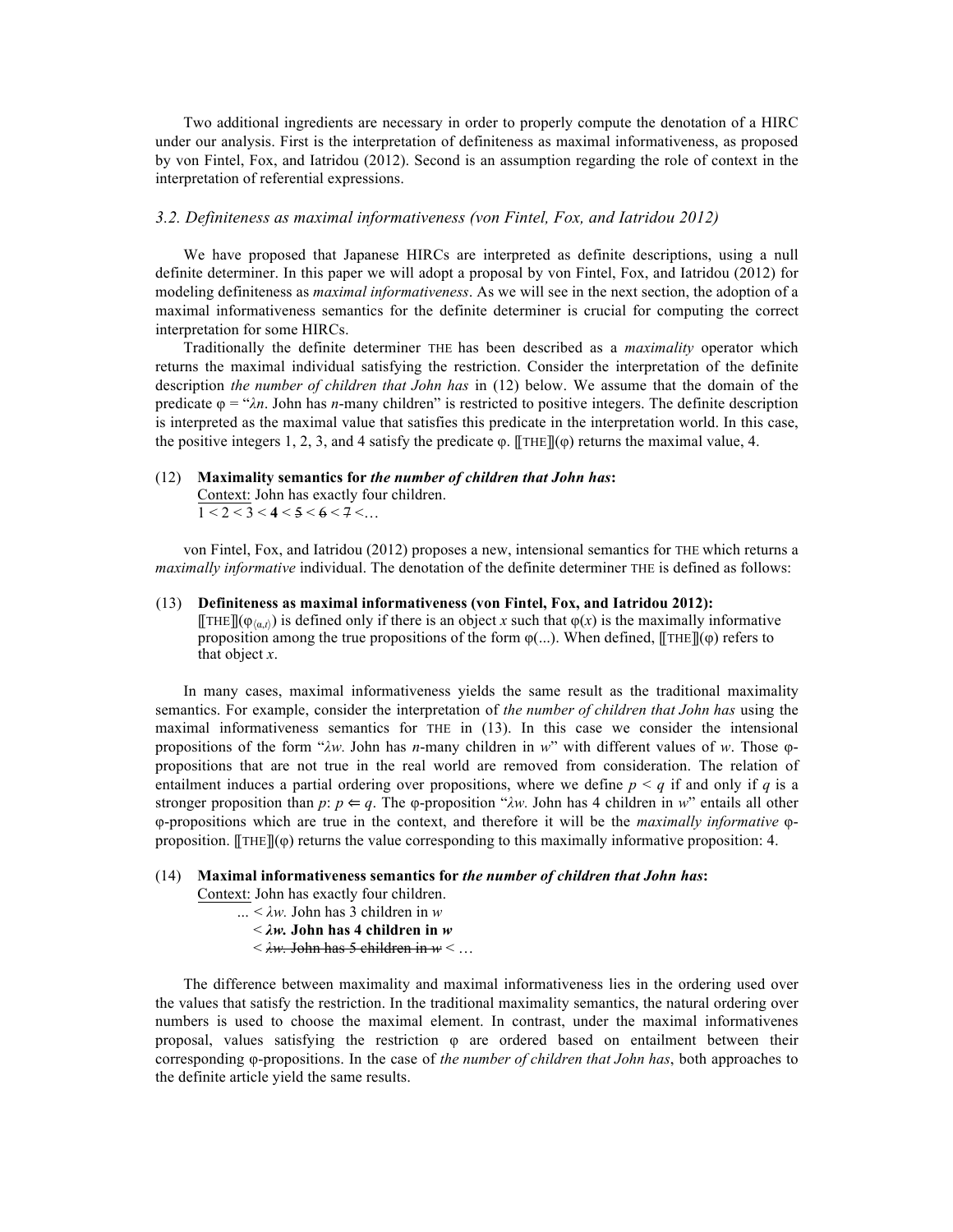Two additional ingredients are necessary in order to properly compute the denotation of a HIRC under our analysis. First is the interpretation of definiteness as maximal informativeness, as proposed by von Fintel, Fox, and Iatridou (2012). Second is an assumption regarding the role of context in the interpretation of referential expressions.

### *3.2. Definiteness as maximal informativeness (von Fintel, Fox, and Iatridou 2012)*

We have proposed that Japanese HIRCs are interpreted as definite descriptions, using a null definite determiner. In this paper we will adopt a proposal by von Fintel, Fox, and Iatridou (2012) for modeling definiteness as *maximal informativeness*. As we will see in the next section, the adoption of a maximal informativeness semantics for the definite determiner is crucial for computing the correct interpretation for some HIRCs.

Traditionally the definite determiner THE has been described as a *maximality* operator which returns the maximal individual satisfying the restriction. Consider the interpretation of the definite description *the number of children that John has* in (12) below. We assume that the domain of the predicate $\varphi$ = "$\lambda n$. John has $n$-many children" is restricted to positive integers. The definite description is interpreted as the maximal value that satisfies this predicate in the interpretation world. In this case, the positive integers 1, 2, 3, and 4 satisfy the predicate $\varphi$. $[\![\text{THE}]\!](\varphi)$ returns the maximal value, 4.

(12) **Maximality semantics for *the number of children that John has*:**
<u>Context:</u> John has exactly four children.
$1 < 2 < 3 < \mathbf{4} < \cancel{5} < \cancel{6} < \cancel{7} < \ldots$

von Fintel, Fox, and Iatridou (2012) proposes a new, intensional semantics for THE which returns a *maximally informative* individual. The denotation of the definite determiner THE is defined as follows:

(13) **Definiteness as maximal informativeness (von Fintel, Fox, and Iatridou 2012):**
$[\![\text{THE}]\!](\varphi_{\langle a,t\rangle})$ is defined only if there is an object $x$ such that $\varphi(x)$ is the maximally informative proposition among the true propositions of the form $\varphi(\ldots)$. When defined, $[\![\text{THE}]\!](\varphi)$ refers to that object $x$.

In many cases, maximal informativeness yields the same result as the traditional maximality semantics. For example, consider the interpretation of *the number of children that John has* using the maximal informativeness semantics for THE in (13). In this case we consider the intensional propositions of the form "$\lambda w$. John has $n$-many children in $w$" with different values of $w$. Those $\varphi$-propositions that are not true in the real world are removed from consideration. The relation of entailment induces a partial ordering over propositions, where we define $p < q$ if and only if $q$ is a stronger proposition than $p$: $p \Leftarrow q$. The $\varphi$-proposition "$\lambda w$. John has 4 children in $w$" entails all other $\varphi$-propositions which are true in the context, and therefore it will be the *maximally informative* $\varphi$-proposition. $[\![\text{THE}]\!](\varphi)$ returns the value corresponding to this maximally informative proposition: 4.

(14) **Maximal informativeness semantics for *the number of children that John has*:**
<u>Context:</u> John has exactly four children.
... < $\lambda w$. John has 3 children in $w$
< **$\lambda w$. John has 4 children in $w$**
< ~~$\lambda w$. John has 5 children in $w$~~ < …

The difference between maximality and maximal informativeness lies in the ordering used over the values that satisfy the restriction. In the traditional maximality semantics, the natural ordering over numbers is used to choose the maximal element. In contrast, under the maximal informativenes proposal, values satisfying the restriction $\varphi$ are ordered based on entailment between their corresponding $\varphi$-propositions. In the case of *the number of children that John has*, both approaches to the definite article yield the same results.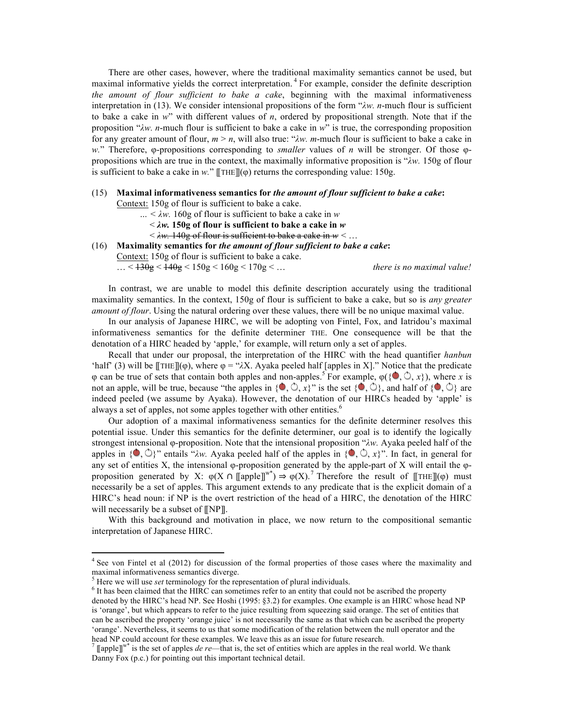There are other cases, however, where the traditional maximality semantics cannot be used, but maximal informative yields the correct interpretation.[4] For example, consider the definite description *the amount of flour sufficient to bake a cake*, beginning with the maximal informativeness interpretation in (13). We consider intensional propositions of the form "$\lambda w$. *n*-much flour is sufficient to bake a cake in *w*" with different values of *n*, ordered by propositional strength. Note that if the proposition "$\lambda w$. *n*-much flour is sufficient to bake a cake in *w*" is true, the corresponding proposition for any greater amount of flour, $m > n$, will also true: "$\lambda w$. *m*-much flour is sufficient to bake a cake in *w*." Therefore, φ-propositions corresponding to *smaller* values of *n* will be stronger. Of those φ-propositions which are true in the context, the maximally informative proposition is "$\lambda w$. 150g of flour is sufficient to bake a cake in *w*." ⟦THE⟧(φ) returns the corresponding value: 150g.

(15) **Maximal informativeness semantics for *the amount of flour sufficient to bake a cake*:**
Context: 150g of flour is sufficient to bake a cake.
... < $\lambda w$. 160g of flour is sufficient to bake a cake in *w*
< **$\lambda w$. 150g of flour is sufficient to bake a cake in *w***
< ~~$\lambda w$. 140g of flour is sufficient to bake a cake in *w*~~ < …

(16) **Maximality semantics for *the amount of flour sufficient to bake a cake*:**
Context: 150g of flour is sufficient to bake a cake.
… < ~~130g~~ < ~~140g~~ < 150g < 160g < 170g < … *there is no maximal value!*

In contrast, we are unable to model this definite description accurately using the traditional maximality semantics. In the context, 150g of flour is sufficient to bake a cake, but so is *any greater amount of flour*. Using the natural ordering over these values, there will be no unique maximal value.

In our analysis of Japanese HIRC, we will be adopting von Fintel, Fox, and Iatridou's maximal informativeness semantics for the definite determiner THE. One consequence will be that the denotation of a HIRC headed by 'apple,' for example, will return only a set of apples.

Recall that under our proposal, the interpretation of the HIRC with the head quantifier *hanbun* 'half' (3) will be ⟦THE⟧(φ), where φ = "$\lambda X$. Ayaka peeled half [apples in X]." Notice that the predicate φ can be true of sets that contain both apples and non-apples.[5] For example, φ({🍎, 🍏, *x*}), where *x* is not an apple, will be true, because "the apples in {🍎, 🍏, *x*}" is the set {🍎, 🍏}, and half of {🍎, 🍏} are indeed peeled (we assume by Ayaka). However, the denotation of our HIRCs headed by 'apple' is always a set of apples, not some apples together with other entities.[6]

Our adoption of a maximal informativeness semantics for the definite determiner resolves this potential issue. Under this semantics for the definite determiner, our goal is to identify the logically strongest intensional φ-proposition. Note that the intensional proposition "$\lambda w$. Ayaka peeled half of the apples in {🍎, 🍏}" entails "$\lambda w$. Ayaka peeled half of the apples in {🍎, 🍏, *x*}". In fact, in general for any set of entities X, the intensional φ-proposition generated by the apple-part of X will entail the φ-proposition generated by X: $\varphi(X \cap [\![\text{apple}]\!]^{w^*}) \Rightarrow \varphi(X)$.[7] Therefore the result of ⟦THE⟧(φ) must necessarily be a set of apples. This argument extends to any predicate that is the explicit domain of a HIRC's head noun: if NP is the overt restriction of the head of a HIRC, the denotation of the HIRC will necessarily be a subset of ⟦NP⟧.

With this background and motivation in place, we now return to the compositional semantic interpretation of Japanese HIRC.

---

[4] See von Fintel et al (2012) for discussion of the formal properties of those cases where the maximality and maximal informativeness semantics diverge.

[5] Here we will use *set* terminology for the representation of plural individuals.

[6] It has been claimed that the HIRC can sometimes refer to an entity that could not be ascribed the property denoted by the HIRC's head NP. See Hoshi (1995: §3.2) for examples. One example is an HIRC whose head NP is 'orange', but which appears to refer to the juice resulting from squeezing said orange. The set of entities that can be ascribed the property 'orange juice' is not necessarily the same as that which can be ascribed the property 'orange'. Nevertheless, it seems to us that some modification of the relation between the null operator and the head NP could account for these examples. We leave this as an issue for future research.

[7] $[\![\text{apple}]\!]^{w^*}$ is the set of apples *de re*—that is, the set of entities which are apples in the real world. We thank Danny Fox (p.c.) for pointing out this important technical detail.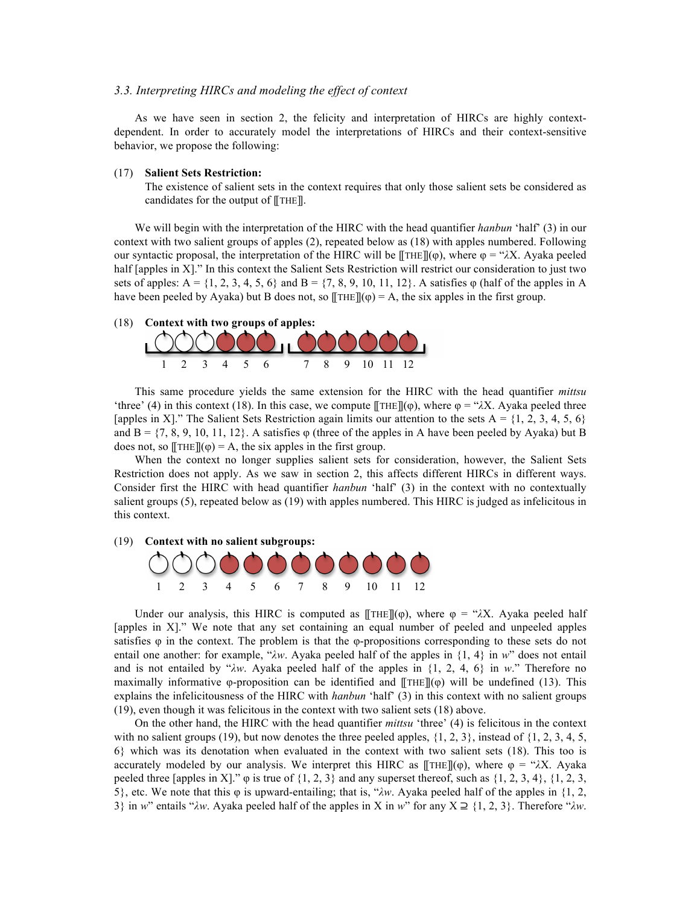### *3.3. Interpreting HIRCs and modeling the effect of context*

As we have seen in section 2, the felicity and interpretation of HIRCs are highly context-dependent. In order to accurately model the interpretations of HIRCs and their context-sensitive behavior, we propose the following:

(17) **Salient Sets Restriction:**
The existence of salient sets in the context requires that only those salient sets be considered as candidates for the output of ⟦THE⟧.

We will begin with the interpretation of the HIRC with the head quantifier *hanbun* 'half' (3) in our context with two salient groups of apples (2), repeated below as (18) with apples numbered. Following our syntactic proposal, the interpretation of the HIRC will be ⟦THE⟧(φ), where φ = "λX. Ayaka peeled half [apples in X]." In this context the Salient Sets Restriction will restrict our consideration to just two sets of apples: A = {1, 2, 3, 4, 5, 6} and B = {7, 8, 9, 10, 11, 12}. A satisfies φ (half of the apples in A have been peeled by Ayaka) but B does not, so ⟦THE⟧(φ) = A, the six apples in the first group.

(18) **Context with two groups of apples:**

1 2 3 4 5 6 7 8 9 10 11 12

This same procedure yields the same extension for the HIRC with the head quantifier *mittsu* 'three' (4) in this context (18). In this case, we compute ⟦THE⟧(φ), where φ = "λX. Ayaka peeled three [apples in X]." The Salient Sets Restriction again limits our attention to the sets A = {1, 2, 3, 4, 5, 6} and B = {7, 8, 9, 10, 11, 12}. A satisfies φ (three of the apples in A have been peeled by Ayaka) but B does not, so ⟦THE⟧(φ) = A, the six apples in the first group.

When the context no longer supplies salient sets for consideration, however, the Salient Sets Restriction does not apply. As we saw in section 2, this affects different HIRCs in different ways. Consider first the HIRC with head quantifier *hanbun* 'half' (3) in the context with no contextually salient groups (5), repeated below as (19) with apples numbered. This HIRC is judged as infelicitous in this context.

(19) **Context with no salient subgroups:**

1 2 3 4 5 6 7 8 9 10 11 12

Under our analysis, this HIRC is computed as ⟦THE⟧(φ), where φ = "λX. Ayaka peeled half [apples in X]." We note that any set containing an equal number of peeled and unpeeled apples satisfies φ in the context. The problem is that the φ-propositions corresponding to these sets do not entail one another: for example, "λ*w*. Ayaka peeled half of the apples in {1, 4} in *w*" does not entail and is not entailed by "λ*w*. Ayaka peeled half of the apples in {1, 2, 4, 6} in *w*." Therefore no maximally informative φ-proposition can be identified and ⟦THE⟧(φ) will be undefined (13). This explains the infelicitousness of the HIRC with *hanbun* 'half' (3) in this context with no salient groups (19), even though it was felicitous in the context with two salient sets (18) above.

On the other hand, the HIRC with the head quantifier *mittsu* 'three' (4) is felicitous in the context with no salient groups (19), but now denotes the three peeled apples, {1, 2, 3}, instead of {1, 2, 3, 4, 5, 6} which was its denotation when evaluated in the context with two salient sets (18). This too is accurately modeled by our analysis. We interpret this HIRC as ⟦THE⟧(φ), where φ = "λX. Ayaka peeled three [apples in X]." φ is true of {1, 2, 3} and any superset thereof, such as {1, 2, 3, 4}, {1, 2, 3, 5}, etc. We note that this φ is upward-entailing; that is, "λ*w*. Ayaka peeled half of the apples in {1, 2, 3} in *w*" entails "λ*w*. Ayaka peeled half of the apples in X in *w*" for any X ⊇ {1, 2, 3}. Therefore "λ*w*.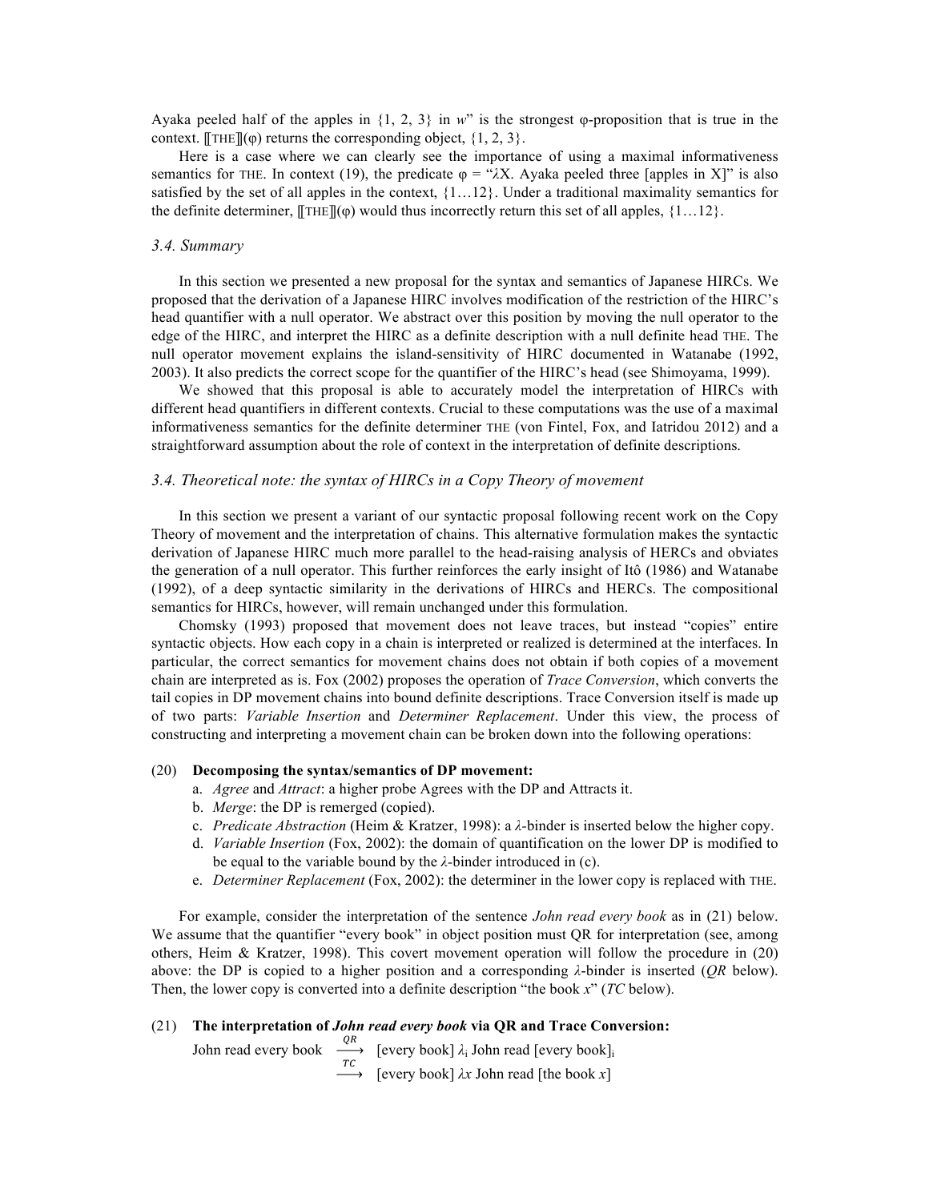Ayaka peeled half of the apples in {1, 2, 3} in *w*" is the strongest φ-proposition that is true in the context. ⟦THE⟧(φ) returns the corresponding object, {1, 2, 3}.

Here is a case where we can clearly see the importance of using a maximal informativeness semantics for THE. In context (19), the predicate φ = "λX. Ayaka peeled three [apples in X]" is also satisfied by the set of all apples in the context, {1…12}. Under a traditional maximality semantics for the definite determiner, ⟦THE⟧(φ) would thus incorrectly return this set of all apples, {1…12}.

### *3.4. Summary*

In this section we presented a new proposal for the syntax and semantics of Japanese HIRCs. We proposed that the derivation of a Japanese HIRC involves modification of the restriction of the HIRC's head quantifier with a null operator. We abstract over this position by moving the null operator to the edge of the HIRC, and interpret the HIRC as a definite description with a null definite head THE. The null operator movement explains the island-sensitivity of HIRC documented in Watanabe (1992, 2003). It also predicts the correct scope for the quantifier of the HIRC's head (see Shimoyama, 1999).

We showed that this proposal is able to accurately model the interpretation of HIRCs with different head quantifiers in different contexts. Crucial to these computations was the use of a maximal informativeness semantics for the definite determiner THE (von Fintel, Fox, and Iatridou 2012) and a straightforward assumption about the role of context in the interpretation of definite descriptions.

### *3.4. Theoretical note: the syntax of HIRCs in a Copy Theory of movement*

In this section we present a variant of our syntactic proposal following recent work on the Copy Theory of movement and the interpretation of chains. This alternative formulation makes the syntactic derivation of Japanese HIRC much more parallel to the head-raising analysis of HERCs and obviates the generation of a null operator. This further reinforces the early insight of Itô (1986) and Watanabe (1992), of a deep syntactic similarity in the derivations of HIRCs and HERCs. The compositional semantics for HIRCs, however, will remain unchanged under this formulation.

Chomsky (1993) proposed that movement does not leave traces, but instead "copies" entire syntactic objects. How each copy in a chain is interpreted or realized is determined at the interfaces. In particular, the correct semantics for movement chains does not obtain if both copies of a movement chain are interpreted as is. Fox (2002) proposes the operation of *Trace Conversion*, which converts the tail copies in DP movement chains into bound definite descriptions. Trace Conversion itself is made up of two parts: *Variable Insertion* and *Determiner Replacement*. Under this view, the process of constructing and interpreting a movement chain can be broken down into the following operations:

(20) **Decomposing the syntax/semantics of DP movement:**

a. *Agree* and *Attract*: a higher probe Agrees with the DP and Attracts it.
b. *Merge*: the DP is remerged (copied).
c. *Predicate Abstraction* (Heim & Kratzer, 1998): a λ-binder is inserted below the higher copy.
d. *Variable Insertion* (Fox, 2002): the domain of quantification on the lower DP is modified to be equal to the variable bound by the λ-binder introduced in (c).
e. *Determiner Replacement* (Fox, 2002): the determiner in the lower copy is replaced with THE.

For example, consider the interpretation of the sentence *John read every book* as in (21) below. We assume that the quantifier "every book" in object position must QR for interpretation (see, among others, Heim & Kratzer, 1998). This covert movement operation will follow the procedure in (20) above: the DP is copied to a higher position and a corresponding λ-binder is inserted (*QR* below). Then, the lower copy is converted into a definite description "the book *x*" (*TC* below).

(21) **The interpretation of *John read every book* via QR and Trace Conversion:**

John read every book $\xrightarrow{QR}$ [every book] $\lambda_i$ John read [every book]$_i$

$\xrightarrow{TC}$ [every book] $\lambda x$ John read [the book *x*]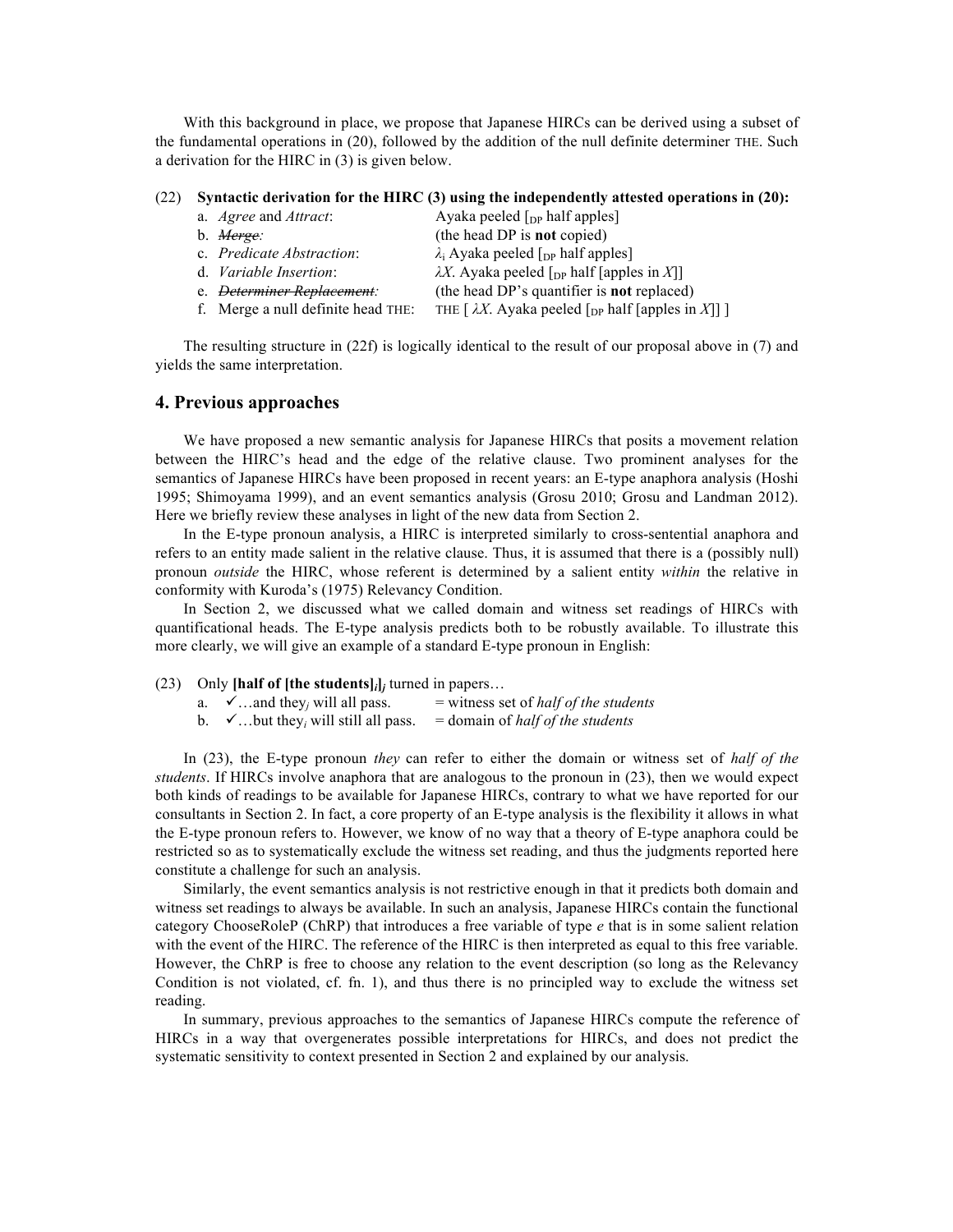With this background in place, we propose that Japanese HIRCs can be derived using a subset of the fundamental operations in (20), followed by the addition of the null definite determiner THE. Such a derivation for the HIRC in (3) is given below.

(22) **Syntactic derivation for the HIRC (3) using the independently attested operations in (20):**

a. *Agree* and *Attract*: Ayaka peeled [$_{DP}$ half apples]

b. ~~*Merge*~~*:* (the head DP is **not** copied)

c. *Predicate Abstraction*: $\lambda_i$ Ayaka peeled [$_{DP}$ half apples]

d. *Variable Insertion*: $\lambda X$. Ayaka peeled [$_{DP}$ half [apples in $X$]]

e. ~~*Determiner Replacement*~~*:* (the head DP's quantifier is **not** replaced)

f. Merge a null definite head THE: THE [ $\lambda X$. Ayaka peeled [$_{DP}$ half [apples in $X$]] ]

The resulting structure in (22f) is logically identical to the result of our proposal above in (7) and yields the same interpretation.

## 4. Previous approaches

We have proposed a new semantic analysis for Japanese HIRCs that posits a movement relation between the HIRC's head and the edge of the relative clause. Two prominent analyses for the semantics of Japanese HIRCs have been proposed in recent years: an E-type anaphora analysis (Hoshi 1995; Shimoyama 1999), and an event semantics analysis (Grosu 2010; Grosu and Landman 2012). Here we briefly review these analyses in light of the new data from Section 2.

In the E-type pronoun analysis, a HIRC is interpreted similarly to cross-sentential anaphora and refers to an entity made salient in the relative clause. Thus, it is assumed that there is a (possibly null) pronoun *outside* the HIRC, whose referent is determined by a salient entity *within* the relative in conformity with Kuroda's (1975) Relevancy Condition.

In Section 2, we discussed what we called domain and witness set readings of HIRCs with quantificational heads. The E-type analysis predicts both to be robustly available. To illustrate this more clearly, we will give an example of a standard E-type pronoun in English:

(23) Only **[half of [the students]$_i$]$_j$** turned in papers…

a. ✓…and they$_j$ will all pass. = witness set of *half of the students*

b. ✓…but they$_i$ will still all pass. = domain of *half of the students*

In (23), the E-type pronoun *they* can refer to either the domain or witness set of *half of the students*. If HIRCs involve anaphora that are analogous to the pronoun in (23), then we would expect both kinds of readings to be available for Japanese HIRCs, contrary to what we have reported for our consultants in Section 2. In fact, a core property of an E-type analysis is the flexibility it allows in what the E-type pronoun refers to. However, we know of no way that a theory of E-type anaphora could be restricted so as to systematically exclude the witness set reading, and thus the judgments reported here constitute a challenge for such an analysis.

Similarly, the event semantics analysis is not restrictive enough in that it predicts both domain and witness set readings to always be available. In such an analysis, Japanese HIRCs contain the functional category ChooseRoleP (ChRP) that introduces a free variable of type *e* that is in some salient relation with the event of the HIRC. The reference of the HIRC is then interpreted as equal to this free variable. However, the ChRP is free to choose any relation to the event description (so long as the Relevancy Condition is not violated, cf. fn. 1), and thus there is no principled way to exclude the witness set reading.

In summary, previous approaches to the semantics of Japanese HIRCs compute the reference of HIRCs in a way that overgenerates possible interpretations for HIRCs, and does not predict the systematic sensitivity to context presented in Section 2 and explained by our analysis.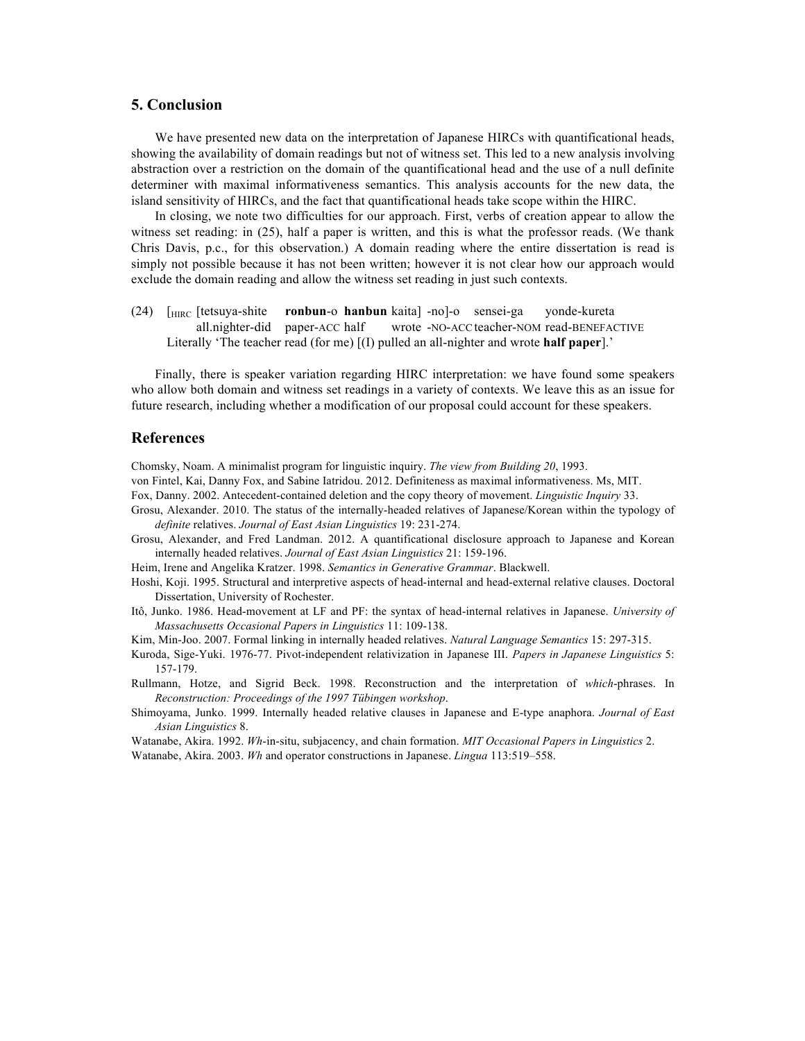## 5. Conclusion

We have presented new data on the interpretation of Japanese HIRCs with quantificational heads, showing the availability of domain readings but not of witness set. This led to a new analysis involving abstraction over a restriction on the domain of the quantificational head and the use of a null definite determiner with maximal informativeness semantics. This analysis accounts for the new data, the island sensitivity of HIRCs, and the fact that quantificational heads take scope within the HIRC.

In closing, we note two difficulties for our approach. First, verbs of creation appear to allow the witness set reading: in (25), half a paper is written, and this is what the professor reads. (We thank Chris Davis, p.c., for this observation.) A domain reading where the entire dissertation is read is simply not possible because it has not been written; however it is not clear how our approach would exclude the domain reading and allow the witness set reading in just such contexts.

(24) [$_{\text{HIRC}}$ [tetsuya-shite **ronbun**-o **hanbun** kaita] -no]-o sensei-ga yonde-kureta
all.nighter-did paper-ACC half wrote -NO-ACC teacher-NOM read-BENEFACTIVE
Literally 'The teacher read (for me) [(I) pulled an all-nighter and wrote **half paper**].'

Finally, there is speaker variation regarding HIRC interpretation: we have found some speakers who allow both domain and witness set readings in a variety of contexts. We leave this as an issue for future research, including whether a modification of our proposal could account for these speakers.

## References

Chomsky, Noam. A minimalist program for linguistic inquiry. *The view from Building 20*, 1993.

von Fintel, Kai, Danny Fox, and Sabine Iatridou. 2012. Definiteness as maximal informativeness. Ms, MIT.

Fox, Danny. 2002. Antecedent-contained deletion and the copy theory of movement. *Linguistic Inquiry* 33.

Grosu, Alexander. 2010. The status of the internally-headed relatives of Japanese/Korean within the typology of *definite* relatives. *Journal of East Asian Linguistics* 19: 231-274.

Grosu, Alexander, and Fred Landman. 2012. A quantificational disclosure approach to Japanese and Korean internally headed relatives. *Journal of East Asian Linguistics* 21: 159-196.

Heim, Irene and Angelika Kratzer. 1998. *Semantics in Generative Grammar*. Blackwell.

Hoshi, Koji. 1995. Structural and interpretive aspects of head-internal and head-external relative clauses. Doctoral Dissertation, University of Rochester.

Itô, Junko. 1986. Head-movement at LF and PF: the syntax of head-internal relatives in Japanese. *University of Massachusetts Occasional Papers in Linguistics* 11: 109-138.

Kim, Min-Joo. 2007. Formal linking in internally headed relatives. *Natural Language Semantics* 15: 297-315.

Kuroda, Sige-Yuki. 1976-77. Pivot-independent relativization in Japanese III. *Papers in Japanese Linguistics* 5: 157-179.

Rullmann, Hotze, and Sigrid Beck. 1998. Reconstruction and the interpretation of *which*-phrases. In *Reconstruction: Proceedings of the 1997 Tübingen workshop*.

Shimoyama, Junko. 1999. Internally headed relative clauses in Japanese and E-type anaphora. *Journal of East Asian Linguistics* 8.

Watanabe, Akira. 1992. *Wh*-in-situ, subjacency, and chain formation. *MIT Occasional Papers in Linguistics* 2.

Watanabe, Akira. 2003. *Wh* and operator constructions in Japanese. *Lingua* 113:519–558.